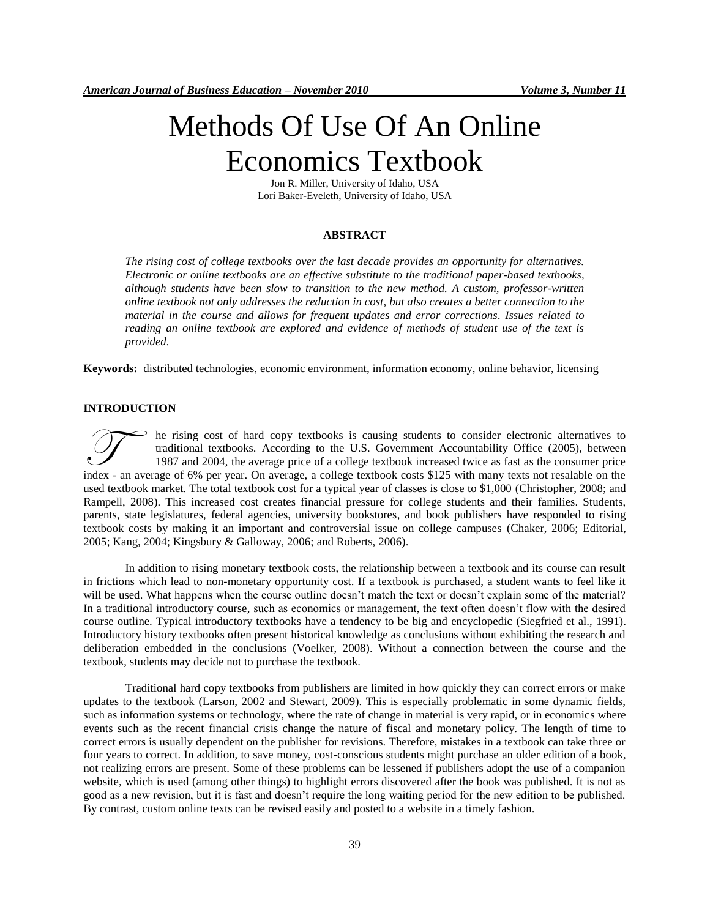# Methods Of Use Of An Online Economics Textbook

Jon R. Miller, University of Idaho, USA
Lori Baker-Eveleth, University of Idaho, USA

## ABSTRACT

*The rising cost of college textbooks over the last decade provides an opportunity for alternatives. Electronic or online textbooks are an effective substitute to the traditional paper-based textbooks, although students have been slow to transition to the new method. A custom, professor-written online textbook not only addresses the reduction in cost, but also creates a better connection to the material in the course and allows for frequent updates and error corrections. Issues related to reading an online textbook are explored and evidence of methods of student use of the text is provided.*

**Keywords:** distributed technologies, economic environment, information economy, online behavior, licensing

## INTRODUCTION

The rising cost of hard copy textbooks is causing students to consider electronic alternatives to traditional textbooks. According to the U.S. Government Accountability Office (2005), between 1987 and 2004, the average price of a college textbook increased twice as fast as the consumer price index - an average of 6% per year. On average, a college textbook costs $125 with many texts not resalable on the used textbook market. The total textbook cost for a typical year of classes is close to $1,000 (Christopher, 2008; and Rampell, 2008). This increased cost creates financial pressure for college students and their families. Students, parents, state legislatures, federal agencies, university bookstores, and book publishers have responded to rising textbook costs by making it an important and controversial issue on college campuses (Chaker, 2006; Editorial, 2005; Kang, 2004; Kingsbury & Galloway, 2006; and Roberts, 2006).

In addition to rising monetary textbook costs, the relationship between a textbook and its course can result in frictions which lead to non-monetary opportunity cost. If a textbook is purchased, a student wants to feel like it will be used. What happens when the course outline doesn't match the text or doesn't explain some of the material? In a traditional introductory course, such as economics or management, the text often doesn't flow with the desired course outline. Typical introductory textbooks have a tendency to be big and encyclopedic (Siegfried et al., 1991). Introductory history textbooks often present historical knowledge as conclusions without exhibiting the research and deliberation embedded in the conclusions (Voelker, 2008). Without a connection between the course and the textbook, students may decide not to purchase the textbook.

Traditional hard copy textbooks from publishers are limited in how quickly they can correct errors or make updates to the textbook (Larson, 2002 and Stewart, 2009). This is especially problematic in some dynamic fields, such as information systems or technology, where the rate of change in material is very rapid, or in economics where events such as the recent financial crisis change the nature of fiscal and monetary policy. The length of time to correct errors is usually dependent on the publisher for revisions. Therefore, mistakes in a textbook can take three or four years to correct. In addition, to save money, cost-conscious students might purchase an older edition of a book, not realizing errors are present. Some of these problems can be lessened if publishers adopt the use of a companion website, which is used (among other things) to highlight errors discovered after the book was published. It is not as good as a new revision, but it is fast and doesn't require the long waiting period for the new edition to be published. By contrast, custom online texts can be revised easily and posted to a website in a timely fashion.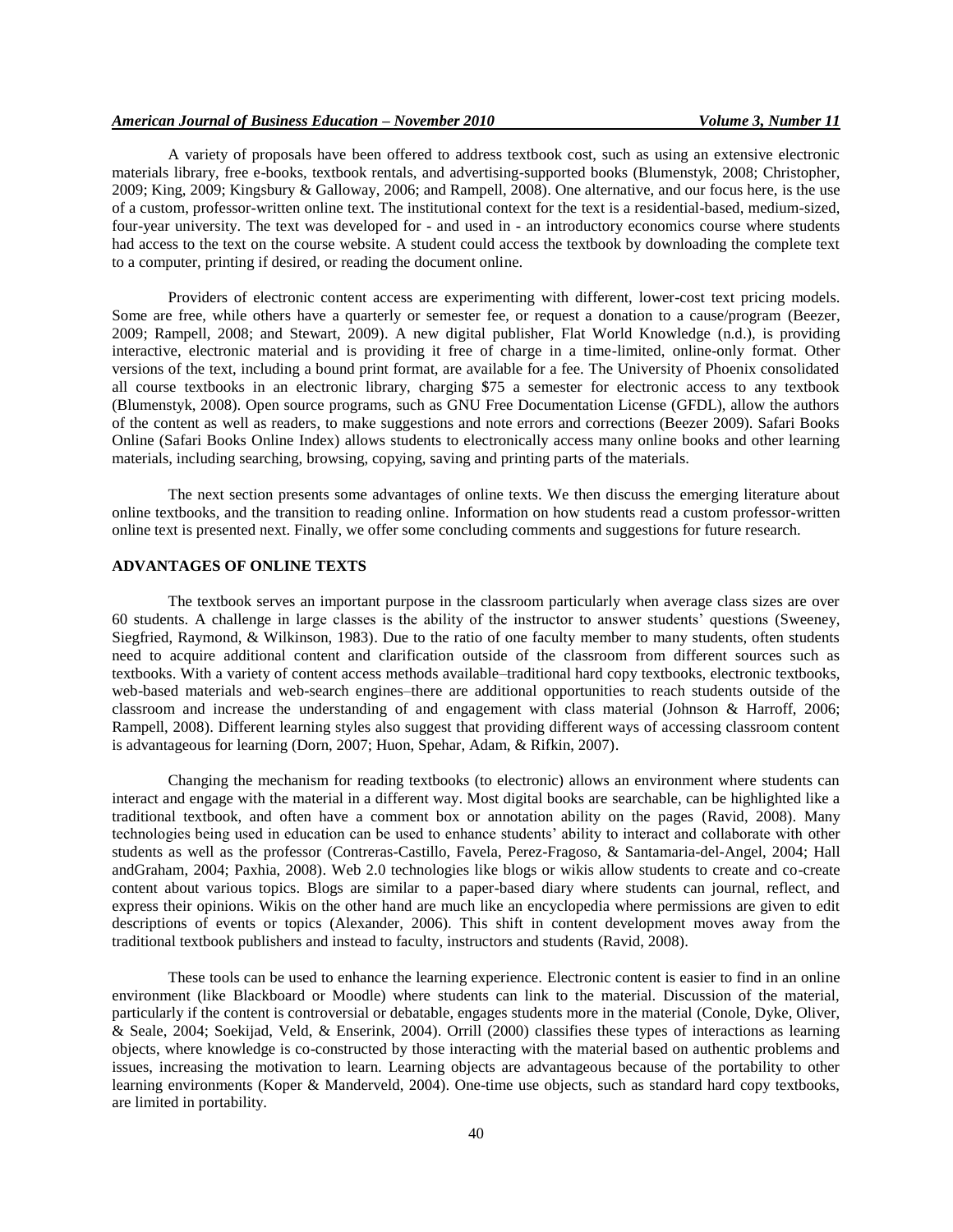A variety of proposals have been offered to address textbook cost, such as using an extensive electronic materials library, free e-books, textbook rentals, and advertising-supported books (Blumenstyk, 2008; Christopher, 2009; King, 2009; Kingsbury & Galloway, 2006; and Rampell, 2008). One alternative, and our focus here, is the use of a custom, professor-written online text. The institutional context for the text is a residential-based, medium-sized, four-year university. The text was developed for - and used in - an introductory economics course where students had access to the text on the course website. A student could access the textbook by downloading the complete text to a computer, printing if desired, or reading the document online.

Providers of electronic content access are experimenting with different, lower-cost text pricing models. Some are free, while others have a quarterly or semester fee, or request a donation to a cause/program (Beezer, 2009; Rampell, 2008; and Stewart, 2009). A new digital publisher, Flat World Knowledge (n.d.), is providing interactive, electronic material and is providing it free of charge in a time-limited, online-only format. Other versions of the text, including a bound print format, are available for a fee. The University of Phoenix consolidated all course textbooks in an electronic library, charging $75 a semester for electronic access to any textbook (Blumenstyk, 2008). Open source programs, such as GNU Free Documentation License (GFDL), allow the authors of the content as well as readers, to make suggestions and note errors and corrections (Beezer 2009). Safari Books Online (Safari Books Online Index) allows students to electronically access many online books and other learning materials, including searching, browsing, copying, saving and printing parts of the materials.

The next section presents some advantages of online texts. We then discuss the emerging literature about online textbooks, and the transition to reading online. Information on how students read a custom professor-written online text is presented next. Finally, we offer some concluding comments and suggestions for future research.

## ADVANTAGES OF ONLINE TEXTS

The textbook serves an important purpose in the classroom particularly when average class sizes are over 60 students. A challenge in large classes is the ability of the instructor to answer students' questions (Sweeney, Siegfried, Raymond, & Wilkinson, 1983). Due to the ratio of one faculty member to many students, often students need to acquire additional content and clarification outside of the classroom from different sources such as textbooks. With a variety of content access methods available–traditional hard copy textbooks, electronic textbooks, web-based materials and web-search engines–there are additional opportunities to reach students outside of the classroom and increase the understanding of and engagement with class material (Johnson & Harroff, 2006; Rampell, 2008). Different learning styles also suggest that providing different ways of accessing classroom content is advantageous for learning (Dorn, 2007; Huon, Spehar, Adam, & Rifkin, 2007).

Changing the mechanism for reading textbooks (to electronic) allows an environment where students can interact and engage with the material in a different way. Most digital books are searchable, can be highlighted like a traditional textbook, and often have a comment box or annotation ability on the pages (Ravid, 2008). Many technologies being used in education can be used to enhance students' ability to interact and collaborate with other students as well as the professor (Contreras-Castillo, Favela, Perez-Fragoso, & Santamaria-del-Angel, 2004; Hall andGraham, 2004; Paxhia, 2008). Web 2.0 technologies like blogs or wikis allow students to create and co-create content about various topics. Blogs are similar to a paper-based diary where students can journal, reflect, and express their opinions. Wikis on the other hand are much like an encyclopedia where permissions are given to edit descriptions of events or topics (Alexander, 2006). This shift in content development moves away from the traditional textbook publishers and instead to faculty, instructors and students (Ravid, 2008).

These tools can be used to enhance the learning experience. Electronic content is easier to find in an online environment (like Blackboard or Moodle) where students can link to the material. Discussion of the material, particularly if the content is controversial or debatable, engages students more in the material (Conole, Dyke, Oliver, & Seale, 2004; Soekijad, Veld, & Enserink, 2004). Orrill (2000) classifies these types of interactions as learning objects, where knowledge is co-constructed by those interacting with the material based on authentic problems and issues, increasing the motivation to learn. Learning objects are advantageous because of the portability to other learning environments (Koper & Manderveld, 2004). One-time use objects, such as standard hard copy textbooks, are limited in portability.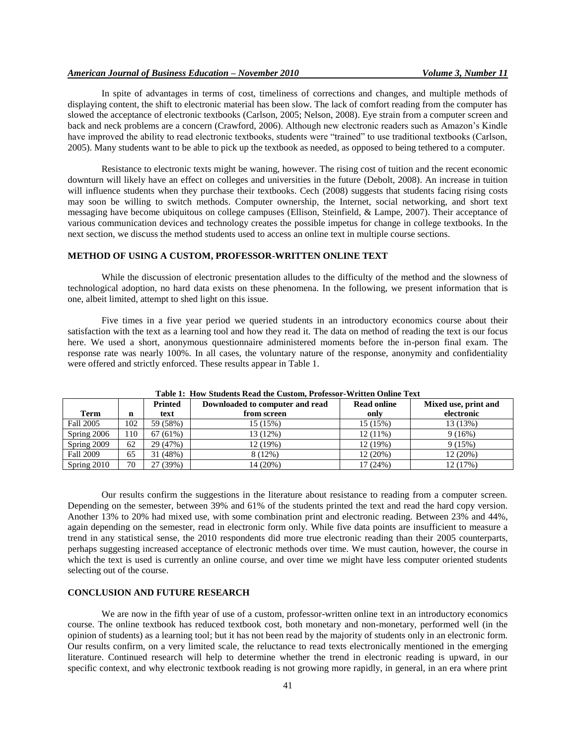In spite of advantages in terms of cost, timeliness of corrections and changes, and multiple methods of displaying content, the shift to electronic material has been slow. The lack of comfort reading from the computer has slowed the acceptance of electronic textbooks (Carlson, 2005; Nelson, 2008). Eye strain from a computer screen and back and neck problems are a concern (Crawford, 2006). Although new electronic readers such as Amazon's Kindle have improved the ability to read electronic textbooks, students were "trained" to use traditional textbooks (Carlson, 2005). Many students want to be able to pick up the textbook as needed, as opposed to being tethered to a computer.

Resistance to electronic texts might be waning, however. The rising cost of tuition and the recent economic downturn will likely have an effect on colleges and universities in the future (Debolt, 2008). An increase in tuition will influence students when they purchase their textbooks. Cech (2008) suggests that students facing rising costs may soon be willing to switch methods. Computer ownership, the Internet, social networking, and short text messaging have become ubiquitous on college campuses (Ellison, Steinfield, & Lampe, 2007). Their acceptance of various communication devices and technology creates the possible impetus for change in college textbooks. In the next section, we discuss the method students used to access an online text in multiple course sections.

## METHOD OF USING A CUSTOM, PROFESSOR-WRITTEN ONLINE TEXT

While the discussion of electronic presentation alludes to the difficulty of the method and the slowness of technological adoption, no hard data exists on these phenomena. In the following, we present information that is one, albeit limited, attempt to shed light on this issue.

Five times in a five year period we queried students in an introductory economics course about their satisfaction with the text as a learning tool and how they read it. The data on method of reading the text is our focus here. We used a short, anonymous questionnaire administered moments before the in-person final exam. The response rate was nearly 100%. In all cases, the voluntary nature of the response, anonymity and confidentiality were offered and strictly enforced. These results appear in Table 1.

**Table 1: How Students Read the Custom, Professor-Written Online Text**

| Term | n | Printed text | Downloaded to computer and read from screen | Read online only | Mixed use, print and electronic |
|---|---|---|---|---|---|
| Fall 2005 | 102 | 59 (58%) | 15 (15%) | 15 (15%) | 13 (13%) |
| Spring 2006 | 110 | 67 (61%) | 13 (12%) | 12 (11%) | 9 (16%) |
| Spring 2009 | 62 | 29 (47%) | 12 (19%) | 12 (19%) | 9 (15%) |
| Fall 2009 | 65 | 31 (48%) | 8 (12%) | 12 (20%) | 12 (20%) |
| Spring 2010 | 70 | 27 (39%) | 14 (20%) | 17 (24%) | 12 (17%) |

Our results confirm the suggestions in the literature about resistance to reading from a computer screen. Depending on the semester, between 39% and 61% of the students printed the text and read the hard copy version. Another 13% to 20% had mixed use, with some combination print and electronic reading. Between 23% and 44%, again depending on the semester, read in electronic form only. While five data points are insufficient to measure a trend in any statistical sense, the 2010 respondents did more true electronic reading than their 2005 counterparts, perhaps suggesting increased acceptance of electronic methods over time. We must caution, however, the course in which the text is used is currently an online course, and over time we might have less computer oriented students selecting out of the course.

## CONCLUSION AND FUTURE RESEARCH

We are now in the fifth year of use of a custom, professor-written online text in an introductory economics course. The online textbook has reduced textbook cost, both monetary and non-monetary, performed well (in the opinion of students) as a learning tool; but it has not been read by the majority of students only in an electronic form. Our results confirm, on a very limited scale, the reluctance to read texts electronically mentioned in the emerging literature. Continued research will help to determine whether the trend in electronic reading is upward, in our specific context, and why electronic textbook reading is not growing more rapidly, in general, in an era where print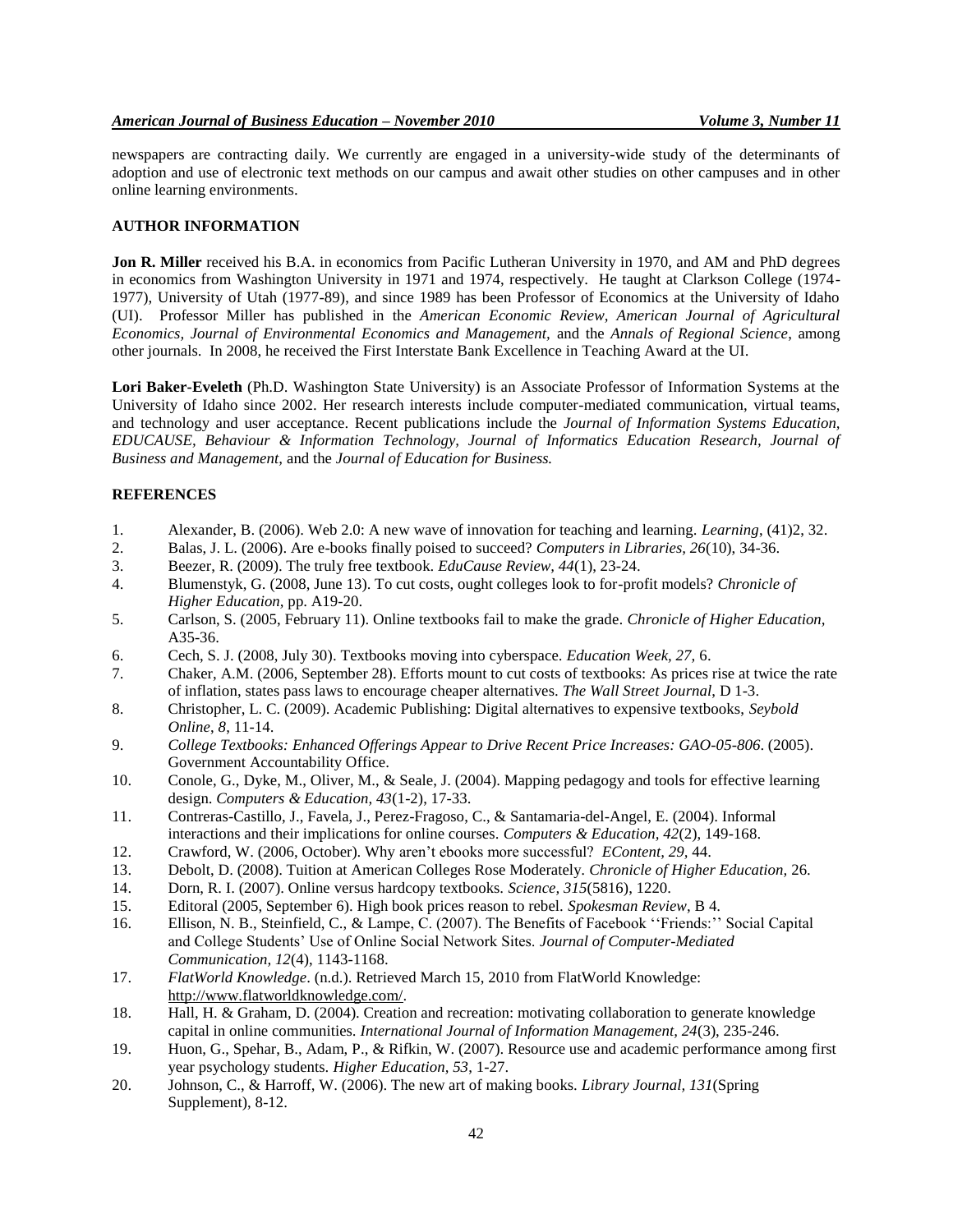newspapers are contracting daily. We currently are engaged in a university-wide study of the determinants of adoption and use of electronic text methods on our campus and await other studies on other campuses and in other online learning environments.

## AUTHOR INFORMATION

**Jon R. Miller** received his B.A. in economics from Pacific Lutheran University in 1970, and AM and PhD degrees in economics from Washington University in 1971 and 1974, respectively. He taught at Clarkson College (1974-1977), University of Utah (1977-89), and since 1989 has been Professor of Economics at the University of Idaho (UI). Professor Miller has published in the *American Economic Review, American Journal of Agricultural Economics, Journal of Environmental Economics and Management,* and the *Annals of Regional Science*, among other journals. In 2008, he received the First Interstate Bank Excellence in Teaching Award at the UI.

**Lori Baker-Eveleth** (Ph.D. Washington State University) is an Associate Professor of Information Systems at the University of Idaho since 2002. Her research interests include computer-mediated communication, virtual teams, and technology and user acceptance. Recent publications include the *Journal of Information Systems Education, EDUCAUSE, Behaviour & Information Technology, Journal of Informatics Education Research, Journal of Business and Management,* and the *Journal of Education for Business.*

## REFERENCES

1. Alexander, B. (2006). Web 2.0: A new wave of innovation for teaching and learning. *Learning*, (41)2, 32.
2. Balas, J. L. (2006). Are e-books finally poised to succeed? *Computers in Libraries, 26*(10), 34-36.
3. Beezer, R. (2009). The truly free textbook. *EduCause Review, 44*(1), 23-24.
4. Blumenstyk, G. (2008, June 13). To cut costs, ought colleges look to for-profit models? *Chronicle of Higher Education,* pp. A19-20.
5. Carlson, S. (2005, February 11). Online textbooks fail to make the grade. *Chronicle of Higher Education,* A35-36.
6. Cech, S. J. (2008, July 30). Textbooks moving into cyberspace. *Education Week, 27,* 6.
7. Chaker, A.M. (2006, September 28). Efforts mount to cut costs of textbooks: As prices rise at twice the rate of inflation, states pass laws to encourage cheaper alternatives. *The Wall Street Journal*, D 1-3.
8. Christopher, L. C. (2009). Academic Publishing: Digital alternatives to expensive textbooks, *Seybold Online*, *8*, 11-14.
9. *College Textbooks: Enhanced Offerings Appear to Drive Recent Price Increases: GAO-05-806*. (2005). Government Accountability Office.
10. Conole, G., Dyke, M., Oliver, M., & Seale, J. (2004). Mapping pedagogy and tools for effective learning design. *Computers & Education, 43*(1-2), 17-33.
11. Contreras-Castillo, J., Favela, J., Perez-Fragoso, C., & Santamaria-del-Angel, E. (2004). Informal interactions and their implications for online courses. *Computers & Education, 42*(2), 149-168.
12. Crawford, W. (2006, October). Why aren't ebooks more successful? *EContent, 29,* 44.
13. Debolt, D. (2008). Tuition at American Colleges Rose Moderately. *Chronicle of Higher Education,* 26.
14. Dorn, R. I. (2007). Online versus hardcopy textbooks. *Science, 315*(5816), 1220.
15. Editoral (2005, September 6). High book prices reason to rebel. *Spokesman Review*, B 4.
16. Ellison, N. B., Steinfield, C., & Lampe, C. (2007). The Benefits of Facebook ''Friends:'' Social Capital and College Students' Use of Online Social Network Sites. *Journal of Computer-Mediated Communication, 12*(4), 1143-1168.
17. *FlatWorld Knowledge*. (n.d.). Retrieved March 15, 2010 from FlatWorld Knowledge: http://www.flatworldknowledge.com/.
18. Hall, H. & Graham, D. (2004). Creation and recreation: motivating collaboration to generate knowledge capital in online communities. *International Journal of Information Management, 24*(3), 235-246.
19. Huon, G., Spehar, B., Adam, P., & Rifkin, W. (2007). Resource use and academic performance among first year psychology students. *Higher Education, 53*, 1-27.
20. Johnson, C., & Harroff, W. (2006). The new art of making books. *Library Journal, 131*(Spring Supplement), 8-12.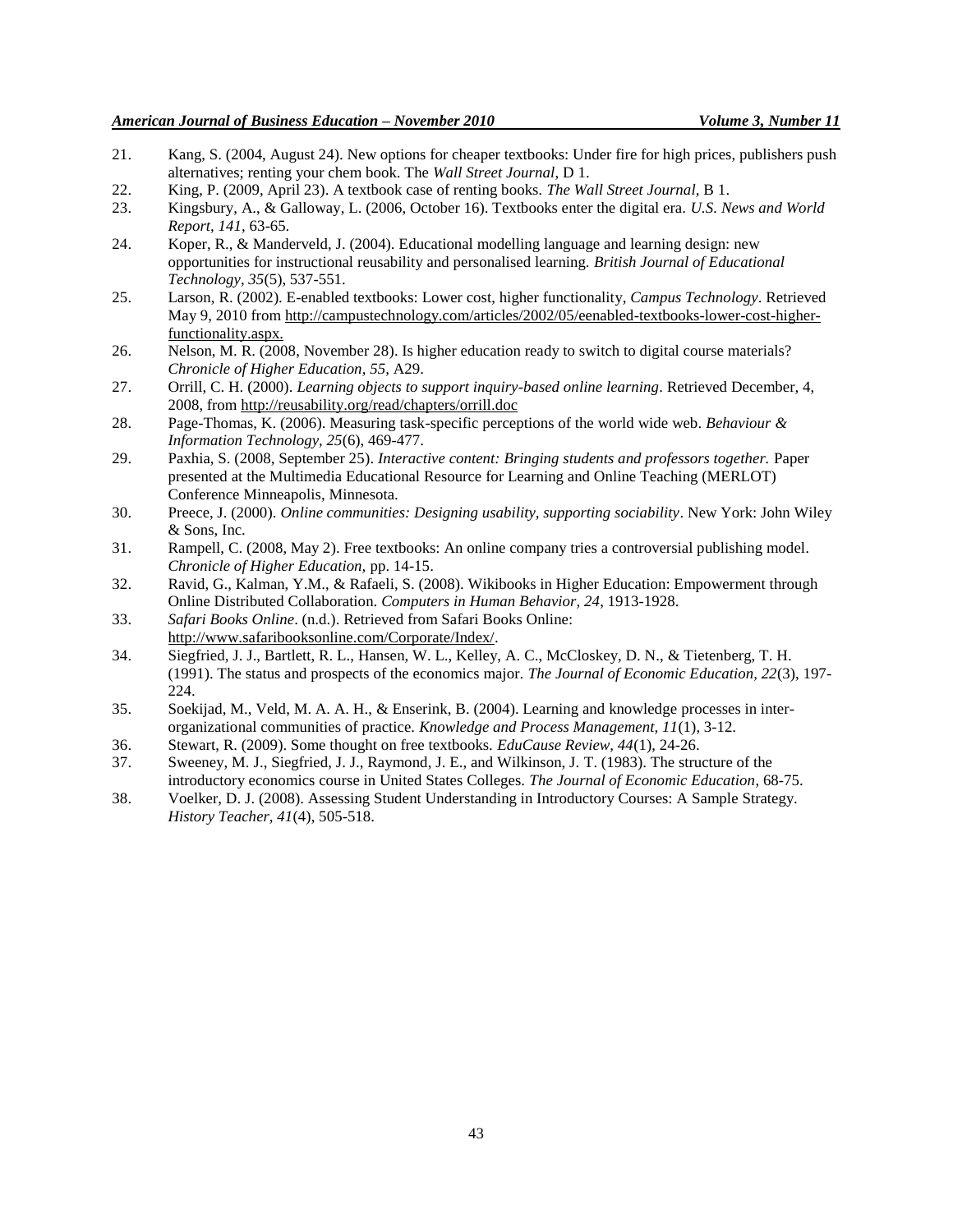21. Kang, S. (2004, August 24). New options for cheaper textbooks: Under fire for high prices, publishers push alternatives; renting your chem book. The *Wall Street Journal*, D 1.
22. King, P. (2009, April 23). A textbook case of renting books. *The Wall Street Journal*, B 1.
23. Kingsbury, A., & Galloway, L. (2006, October 16). Textbooks enter the digital era. *U.S. News and World Report, 141*, 63-65.
24. Koper, R., & Manderveld, J. (2004). Educational modelling language and learning design: new opportunities for instructional reusability and personalised learning. *British Journal of Educational Technology, 35*(5), 537-551.
25. Larson, R. (2002). E-enabled textbooks: Lower cost, higher functionality, *Campus Technology*. Retrieved May 9, 2010 from http://campustechnology.com/articles/2002/05/eenabled-textbooks-lower-cost-higher-functionality.aspx.
26. Nelson, M. R. (2008, November 28). Is higher education ready to switch to digital course materials? *Chronicle of Higher Education, 55,* A29.
27. Orrill, C. H. (2000). *Learning objects to support inquiry-based online learning*. Retrieved December, 4, 2008, from http://reusability.org/read/chapters/orrill.doc
28. Page-Thomas, K. (2006). Measuring task-specific perceptions of the world wide web. *Behaviour & Information Technology, 25*(6), 469-477.
29. Paxhia, S. (2008, September 25). *Interactive content: Bringing students and professors together.* Paper presented at the Multimedia Educational Resource for Learning and Online Teaching (MERLOT) Conference Minneapolis, Minnesota.
30. Preece, J. (2000). *Online communities: Designing usability, supporting sociability*. New York: John Wiley & Sons, Inc.
31. Rampell, C. (2008, May 2). Free textbooks: An online company tries a controversial publishing model. *Chronicle of Higher Education,* pp. 14-15.
32. Ravid, G., Kalman, Y.M., & Rafaeli, S. (2008). Wikibooks in Higher Education: Empowerment through Online Distributed Collaboration. *Computers in Human Behavior, 24*, 1913-1928.
33. *Safari Books Online*. (n.d.). Retrieved from Safari Books Online: http://www.safaribooksonline.com/Corporate/Index/.
34. Siegfried, J. J., Bartlett, R. L., Hansen, W. L., Kelley, A. C., McCloskey, D. N., & Tietenberg, T. H. (1991). The status and prospects of the economics major. *The Journal of Economic Education, 22*(3), 197-224.
35. Soekijad, M., Veld, M. A. A. H., & Enserink, B. (2004). Learning and knowledge processes in inter-organizational communities of practice. *Knowledge and Process Management, 11*(1), 3-12.
36. Stewart, R. (2009). Some thought on free textbooks. *EduCause Review, 44*(1), 24-26.
37. Sweeney, M. J., Siegfried, J. J., Raymond, J. E., and Wilkinson, J. T. (1983). The structure of the introductory economics course in United States Colleges. *The Journal of Economic Education*, 68-75.
38. Voelker, D. J. (2008). Assessing Student Understanding in Introductory Courses: A Sample Strategy. *History Teacher, 41*(4), 505-518.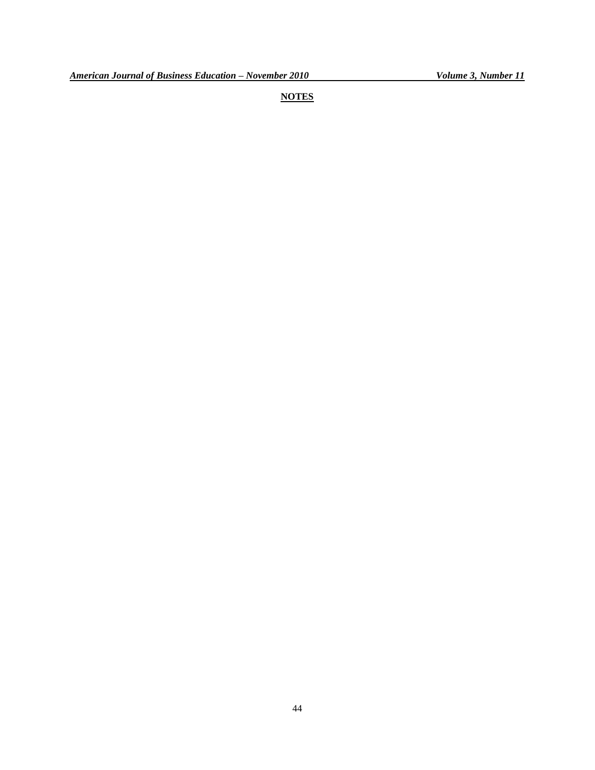**NOTES**